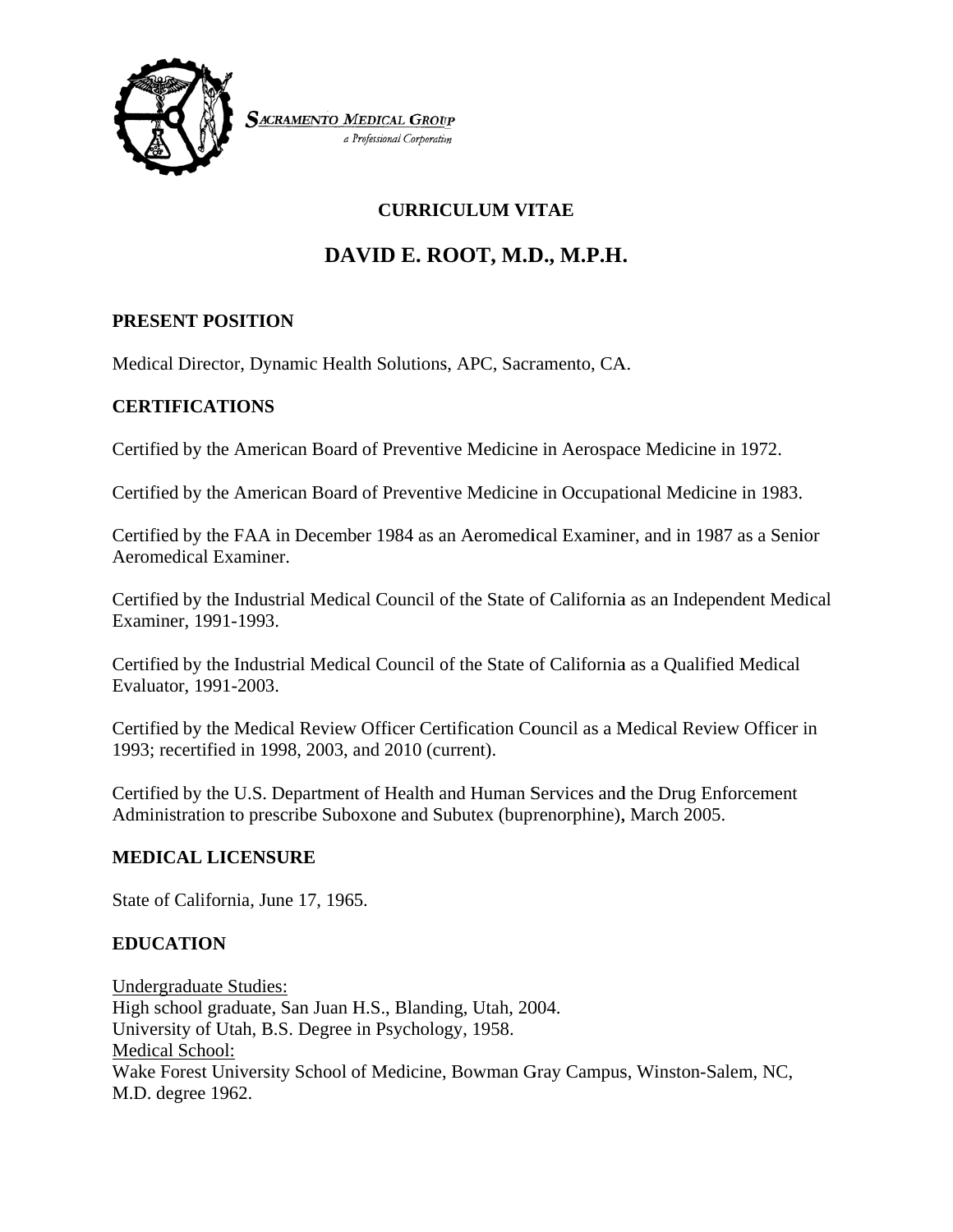**SACRAMENTO MEDICAL GROUP**
*a Professional Corporation*

# CURRICULUM VITAE

# DAVID E. ROOT, M.D., M.P.H.

## PRESENT POSITION

Medical Director, Dynamic Health Solutions, APC, Sacramento, CA.

## CERTIFICATIONS

Certified by the American Board of Preventive Medicine in Aerospace Medicine in 1972.

Certified by the American Board of Preventive Medicine in Occupational Medicine in 1983.

Certified by the FAA in December 1984 as an Aeromedical Examiner, and in 1987 as a Senior Aeromedical Examiner.

Certified by the Industrial Medical Council of the State of California as an Independent Medical Examiner, 1991-1993.

Certified by the Industrial Medical Council of the State of California as a Qualified Medical Evaluator, 1991-2003.

Certified by the Medical Review Officer Certification Council as a Medical Review Officer in 1993; recertified in 1998, 2003, and 2010 (current).

Certified by the U.S. Department of Health and Human Services and the Drug Enforcement Administration to prescribe Suboxone and Subutex (buprenorphine), March 2005.

## MEDICAL LICENSURE

State of California, June 17, 1965.

## EDUCATION

<u>Undergraduate Studies:</u>
High school graduate, San Juan H.S., Blanding, Utah, 2004.
University of Utah, B.S. Degree in Psychology, 1958.
<u>Medical School:</u>
Wake Forest University School of Medicine, Bowman Gray Campus, Winston-Salem, NC, M.D. degree 1962.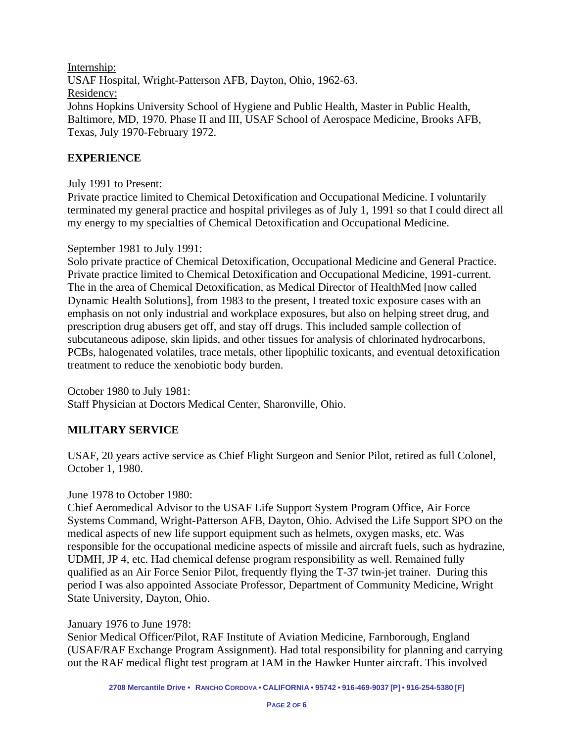Internship:
USAF Hospital, Wright-Patterson AFB, Dayton, Ohio, 1962-63.
Residency:
Johns Hopkins University School of Hygiene and Public Health, Master in Public Health, Baltimore, MD, 1970. Phase II and III, USAF School of Aerospace Medicine, Brooks AFB, Texas, July 1970-February 1972.

## EXPERIENCE

July 1991 to Present:
Private practice limited to Chemical Detoxification and Occupational Medicine. I voluntarily terminated my general practice and hospital privileges as of July 1, 1991 so that I could direct all my energy to my specialties of Chemical Detoxification and Occupational Medicine.

September 1981 to July 1991:
Solo private practice of Chemical Detoxification, Occupational Medicine and General Practice. Private practice limited to Chemical Detoxification and Occupational Medicine, 1991-current. The in the area of Chemical Detoxification, as Medical Director of HealthMed [now called Dynamic Health Solutions], from 1983 to the present, I treated toxic exposure cases with an emphasis on not only industrial and workplace exposures, but also on helping street drug, and prescription drug abusers get off, and stay off drugs. This included sample collection of subcutaneous adipose, skin lipids, and other tissues for analysis of chlorinated hydrocarbons, PCBs, halogenated volatiles, trace metals, other lipophilic toxicants, and eventual detoxification treatment to reduce the xenobiotic body burden.

October 1980 to July 1981:
Staff Physician at Doctors Medical Center, Sharonville, Ohio.

## MILITARY SERVICE

USAF, 20 years active service as Chief Flight Surgeon and Senior Pilot, retired as full Colonel, October 1, 1980.

June 1978 to October 1980:
Chief Aeromedical Advisor to the USAF Life Support System Program Office, Air Force Systems Command, Wright-Patterson AFB, Dayton, Ohio. Advised the Life Support SPO on the medical aspects of new life support equipment such as helmets, oxygen masks, etc. Was responsible for the occupational medicine aspects of missile and aircraft fuels, such as hydrazine, UDMH, JP 4, etc. Had chemical defense program responsibility as well. Remained fully qualified as an Air Force Senior Pilot, frequently flying the T-37 twin-jet trainer. During this period I was also appointed Associate Professor, Department of Community Medicine, Wright State University, Dayton, Ohio.

January 1976 to June 1978:
Senior Medical Officer/Pilot, RAF Institute of Aviation Medicine, Farnborough, England (USAF/RAF Exchange Program Assignment). Had total responsibility for planning and carrying out the RAF medical flight test program at IAM in the Hawker Hunter aircraft. This involved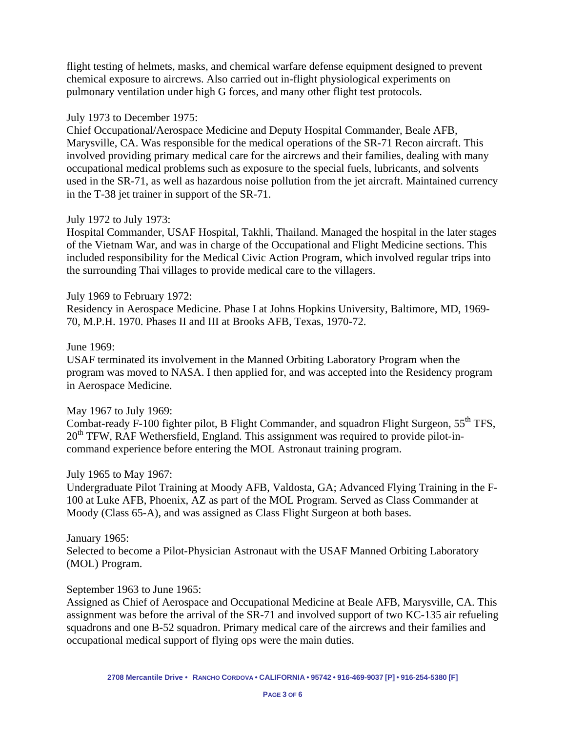flight testing of helmets, masks, and chemical warfare defense equipment designed to prevent chemical exposure to aircrews. Also carried out in-flight physiological experiments on pulmonary ventilation under high G forces, and many other flight test protocols.

July 1973 to December 1975:
Chief Occupational/Aerospace Medicine and Deputy Hospital Commander, Beale AFB, Marysville, CA. Was responsible for the medical operations of the SR-71 Recon aircraft. This involved providing primary medical care for the aircrews and their families, dealing with many occupational medical problems such as exposure to the special fuels, lubricants, and solvents used in the SR-71, as well as hazardous noise pollution from the jet aircraft. Maintained currency in the T-38 jet trainer in support of the SR-71.

July 1972 to July 1973:
Hospital Commander, USAF Hospital, Takhli, Thailand. Managed the hospital in the later stages of the Vietnam War, and was in charge of the Occupational and Flight Medicine sections. This included responsibility for the Medical Civic Action Program, which involved regular trips into the surrounding Thai villages to provide medical care to the villagers.

July 1969 to February 1972:
Residency in Aerospace Medicine. Phase I at Johns Hopkins University, Baltimore, MD, 1969-70, M.P.H. 1970. Phases II and III at Brooks AFB, Texas, 1970-72.

June 1969:
USAF terminated its involvement in the Manned Orbiting Laboratory Program when the program was moved to NASA. I then applied for, and was accepted into the Residency program in Aerospace Medicine.

May 1967 to July 1969:
Combat-ready F-100 fighter pilot, B Flight Commander, and squadron Flight Surgeon, 55th TFS, 20th TFW, RAF Wethersfield, England. This assignment was required to provide pilot-in-command experience before entering the MOL Astronaut training program.

July 1965 to May 1967:
Undergraduate Pilot Training at Moody AFB, Valdosta, GA; Advanced Flying Training in the F-100 at Luke AFB, Phoenix, AZ as part of the MOL Program. Served as Class Commander at Moody (Class 65-A), and was assigned as Class Flight Surgeon at both bases.

January 1965:
Selected to become a Pilot-Physician Astronaut with the USAF Manned Orbiting Laboratory (MOL) Program.

September 1963 to June 1965:
Assigned as Chief of Aerospace and Occupational Medicine at Beale AFB, Marysville, CA. This assignment was before the arrival of the SR-71 and involved support of two KC-135 air refueling squadrons and one B-52 squadron. Primary medical care of the aircrews and their families and occupational medical support of flying ops were the main duties.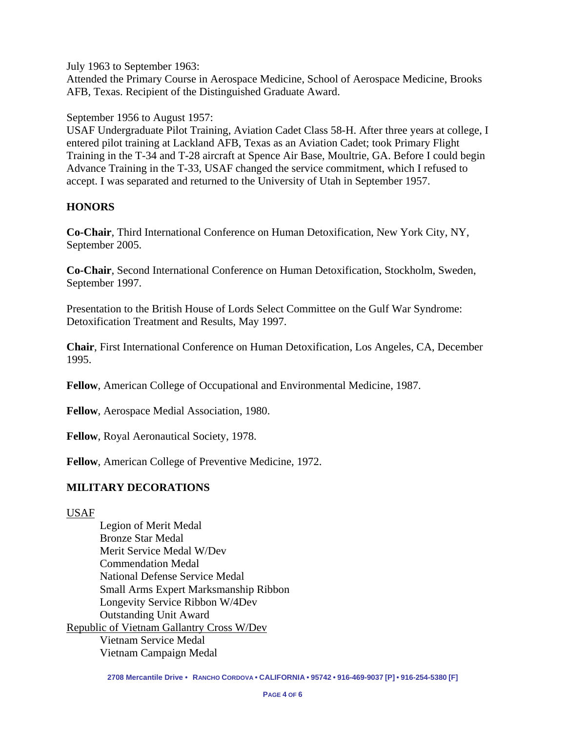July 1963 to September 1963:
Attended the Primary Course in Aerospace Medicine, School of Aerospace Medicine, Brooks AFB, Texas. Recipient of the Distinguished Graduate Award.

September 1956 to August 1957:
USAF Undergraduate Pilot Training, Aviation Cadet Class 58-H. After three years at college, I entered pilot training at Lackland AFB, Texas as an Aviation Cadet; took Primary Flight Training in the T-34 and T-28 aircraft at Spence Air Base, Moultrie, GA. Before I could begin Advance Training in the T-33, USAF changed the service commitment, which I refused to accept. I was separated and returned to the University of Utah in September 1957.

## HONORS

**Co-Chair**, Third International Conference on Human Detoxification, New York City, NY, September 2005.

**Co-Chair**, Second International Conference on Human Detoxification, Stockholm, Sweden, September 1997.

Presentation to the British House of Lords Select Committee on the Gulf War Syndrome: Detoxification Treatment and Results, May 1997.

**Chair**, First International Conference on Human Detoxification, Los Angeles, CA, December 1995.

**Fellow**, American College of Occupational and Environmental Medicine, 1987.

**Fellow**, Aerospace Medial Association, 1980.

**Fellow**, Royal Aeronautical Society, 1978.

**Fellow**, American College of Preventive Medicine, 1972.

## MILITARY DECORATIONS

<u>USAF</u>

- Legion of Merit Medal
- Bronze Star Medal
- Merit Service Medal W/Dev
- Commendation Medal
- National Defense Service Medal
- Small Arms Expert Marksmanship Ribbon
- Longevity Service Ribbon W/4Dev
- Outstanding Unit Award

<u>Republic of Vietnam Gallantry Cross W/Dev</u>

- Vietnam Service Medal
- Vietnam Campaign Medal

2708 Mercantile Drive • Rancho Cordova • California • 95742 • 916-469-9037 [P] • 916-254-5380 [F]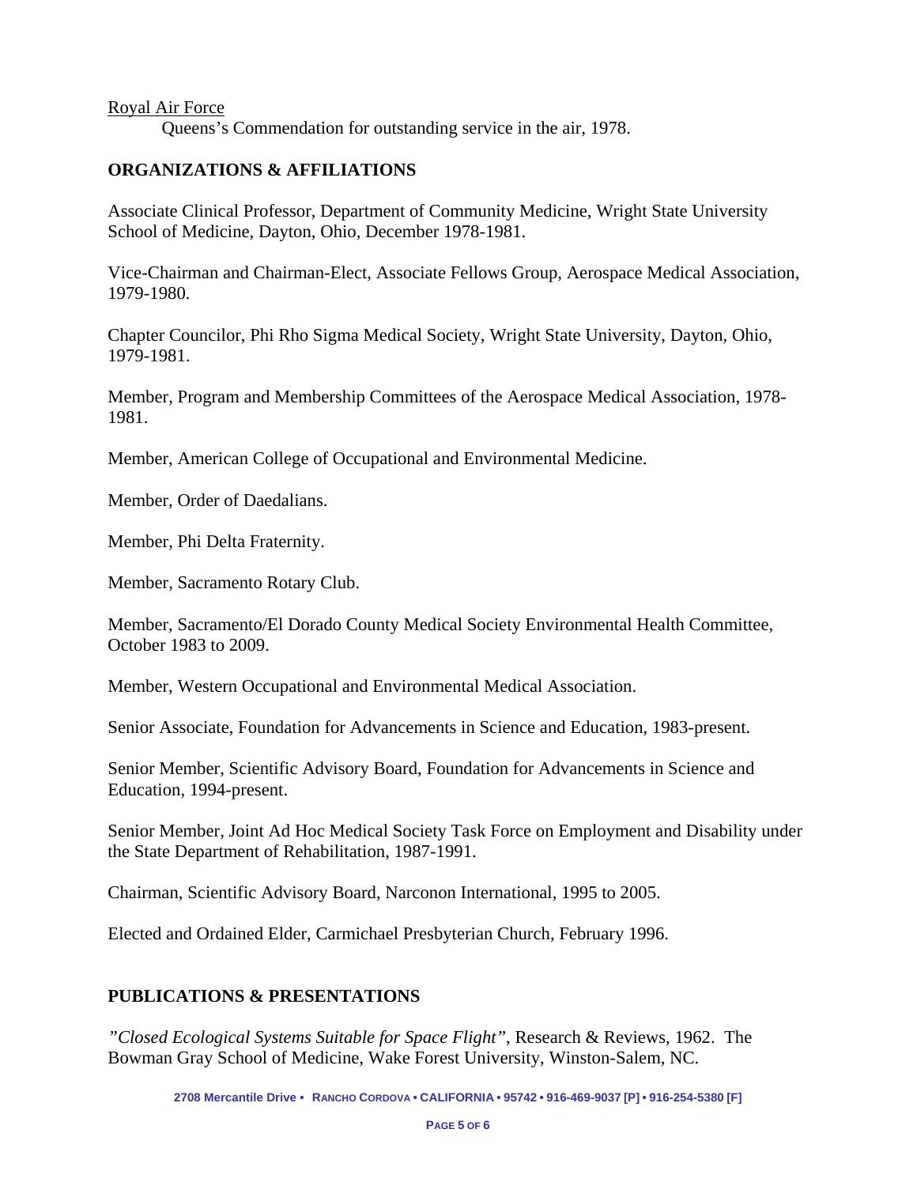Royal Air Force

Queens's Commendation for outstanding service in the air, 1978.

## ORGANIZATIONS & AFFILIATIONS

Associate Clinical Professor, Department of Community Medicine, Wright State University School of Medicine, Dayton, Ohio, December 1978-1981.

Vice-Chairman and Chairman-Elect, Associate Fellows Group, Aerospace Medical Association, 1979-1980.

Chapter Councilor, Phi Rho Sigma Medical Society, Wright State University, Dayton, Ohio, 1979-1981.

Member, Program and Membership Committees of the Aerospace Medical Association, 1978-1981.

Member, American College of Occupational and Environmental Medicine.

Member, Order of Daedalians.

Member, Phi Delta Fraternity.

Member, Sacramento Rotary Club.

Member, Sacramento/El Dorado County Medical Society Environmental Health Committee, October 1983 to 2009.

Member, Western Occupational and Environmental Medical Association.

Senior Associate, Foundation for Advancements in Science and Education, 1983-present.

Senior Member, Scientific Advisory Board, Foundation for Advancements in Science and Education, 1994-present.

Senior Member, Joint Ad Hoc Medical Society Task Force on Employment and Disability under the State Department of Rehabilitation, 1987-1991.

Chairman, Scientific Advisory Board, Narconon International, 1995 to 2005.

Elected and Ordained Elder, Carmichael Presbyterian Church, February 1996.

## PUBLICATIONS & PRESENTATIONS

*"Closed Ecological Systems Suitable for Space Flight"*, Research & Reviews, 1962. The Bowman Gray School of Medicine, Wake Forest University, Winston-Salem, NC.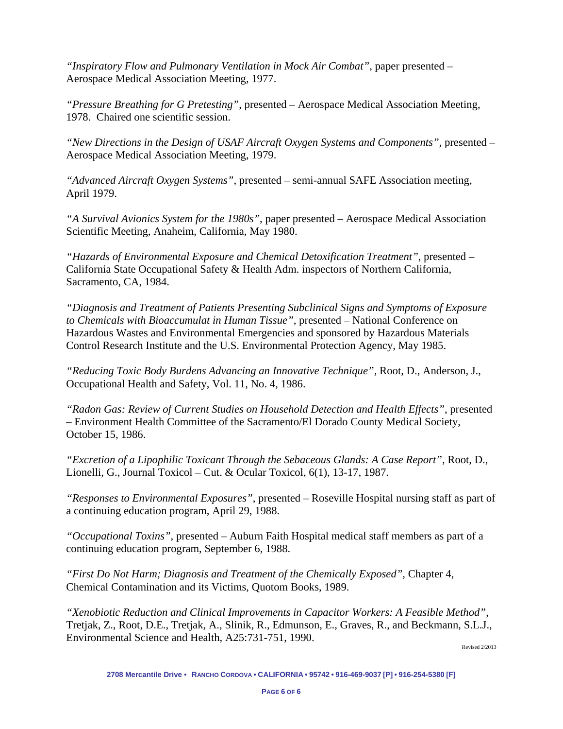*"Inspiratory Flow and Pulmonary Ventilation in Mock Air Combat"*, paper presented – Aerospace Medical Association Meeting, 1977.

*"Pressure Breathing for G Pretesting"*, presented – Aerospace Medical Association Meeting, 1978. Chaired one scientific session.

*"New Directions in the Design of USAF Aircraft Oxygen Systems and Components"*, presented – Aerospace Medical Association Meeting, 1979.

*"Advanced Aircraft Oxygen Systems"*, presented – semi-annual SAFE Association meeting, April 1979.

*"A Survival Avionics System for the 1980s"*, paper presented – Aerospace Medical Association Scientific Meeting, Anaheim, California, May 1980.

*"Hazards of Environmental Exposure and Chemical Detoxification Treatment"*, presented – California State Occupational Safety & Health Adm. inspectors of Northern California, Sacramento, CA, 1984.

*"Diagnosis and Treatment of Patients Presenting Subclinical Signs and Symptoms of Exposure to Chemicals with Bioaccumulat in Human Tissue"*, presented – National Conference on Hazardous Wastes and Environmental Emergencies and sponsored by Hazardous Materials Control Research Institute and the U.S. Environmental Protection Agency, May 1985.

*"Reducing Toxic Body Burdens Advancing an Innovative Technique"*, Root, D., Anderson, J., Occupational Health and Safety, Vol. 11, No. 4, 1986.

*"Radon Gas: Review of Current Studies on Household Detection and Health Effects"*, presented – Environment Health Committee of the Sacramento/El Dorado County Medical Society, October 15, 1986.

*"Excretion of a Lipophilic Toxicant Through the Sebaceous Glands: A Case Report"*, Root, D., Lionelli, G., Journal Toxicol – Cut. & Ocular Toxicol, 6(1), 13-17, 1987.

*"Responses to Environmental Exposures"*, presented – Roseville Hospital nursing staff as part of a continuing education program, April 29, 1988.

*"Occupational Toxins"*, presented – Auburn Faith Hospital medical staff members as part of a continuing education program, September 6, 1988.

*"First Do Not Harm; Diagnosis and Treatment of the Chemically Exposed"*, Chapter 4, Chemical Contamination and its Victims, Quotom Books, 1989.

*"Xenobiotic Reduction and Clinical Improvements in Capacitor Workers: A Feasible Method"*, Tretjak, Z., Root, D.E., Tretjak, A., Slinik, R., Edmunson, E., Graves, R., and Beckmann, S.L.J., Environmental Science and Health, A25:731-751, 1990.

Revised 2/2013

2708 Mercantile Drive • Rancho Cordova • California • 95742 • 916-469-9037 [P] • 916-254-5380 [F]